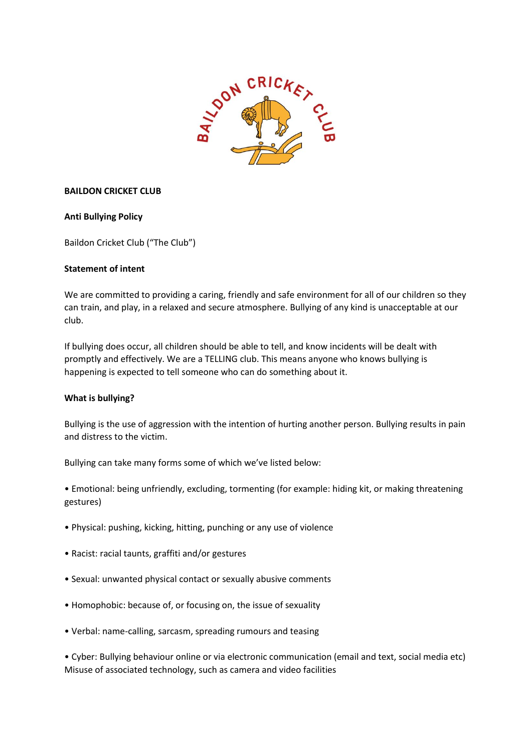**BAILDON CRICKET CLUB**

**Anti Bullying Policy**

Baildon Cricket Club ("The Club")

**Statement of intent**

We are committed to providing a caring, friendly and safe environment for all of our children so they can train, and play, in a relaxed and secure atmosphere. Bullying of any kind is unacceptable at our club.

If bullying does occur, all children should be able to tell, and know incidents will be dealt with promptly and effectively. We are a TELLING club. This means anyone who knows bullying is happening is expected to tell someone who can do something about it.

**What is bullying?**

Bullying is the use of aggression with the intention of hurting another person. Bullying results in pain and distress to the victim.

Bullying can take many forms some of which we've listed below:

- Emotional: being unfriendly, excluding, tormenting (for example: hiding kit, or making threatening gestures)
- Physical: pushing, kicking, hitting, punching or any use of violence
- Racist: racial taunts, graffiti and/or gestures
- Sexual: unwanted physical contact or sexually abusive comments
- Homophobic: because of, or focusing on, the issue of sexuality
- Verbal: name-calling, sarcasm, spreading rumours and teasing
- Cyber: Bullying behaviour online or via electronic communication (email and text, social media etc) Misuse of associated technology, such as camera and video facilities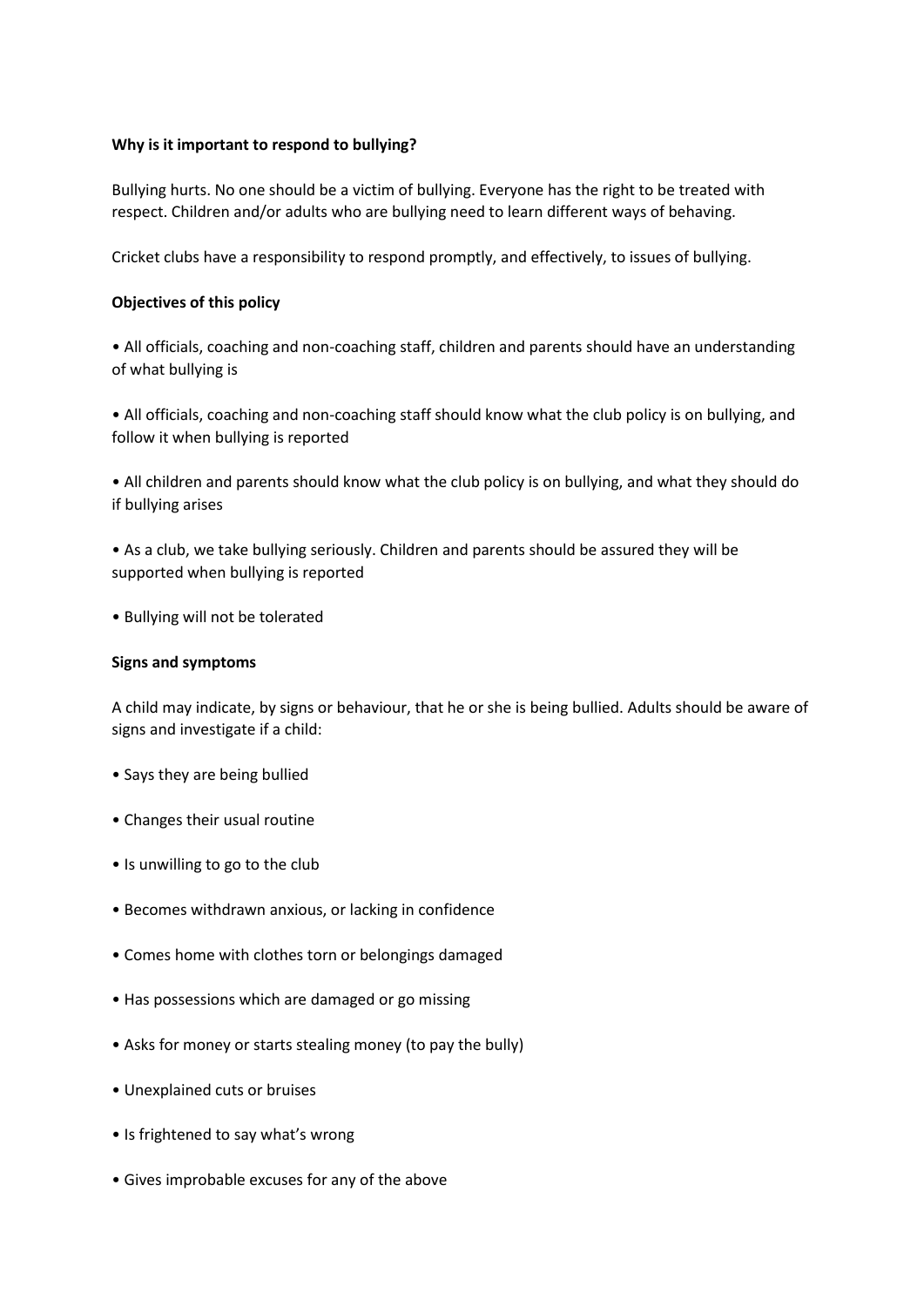**Why is it important to respond to bullying?**

Bullying hurts. No one should be a victim of bullying. Everyone has the right to be treated with respect. Children and/or adults who are bullying need to learn different ways of behaving.

Cricket clubs have a responsibility to respond promptly, and effectively, to issues of bullying.

**Objectives of this policy**

- All officials, coaching and non-coaching staff, children and parents should have an understanding of what bullying is
- All officials, coaching and non-coaching staff should know what the club policy is on bullying, and follow it when bullying is reported
- All children and parents should know what the club policy is on bullying, and what they should do if bullying arises
- As a club, we take bullying seriously. Children and parents should be assured they will be supported when bullying is reported
- Bullying will not be tolerated

**Signs and symptoms**

A child may indicate, by signs or behaviour, that he or she is being bullied. Adults should be aware of signs and investigate if a child:

- Says they are being bullied
- Changes their usual routine
- Is unwilling to go to the club
- Becomes withdrawn anxious, or lacking in confidence
- Comes home with clothes torn or belongings damaged
- Has possessions which are damaged or go missing
- Asks for money or starts stealing money (to pay the bully)
- Unexplained cuts or bruises
- Is frightened to say what's wrong
- Gives improbable excuses for any of the above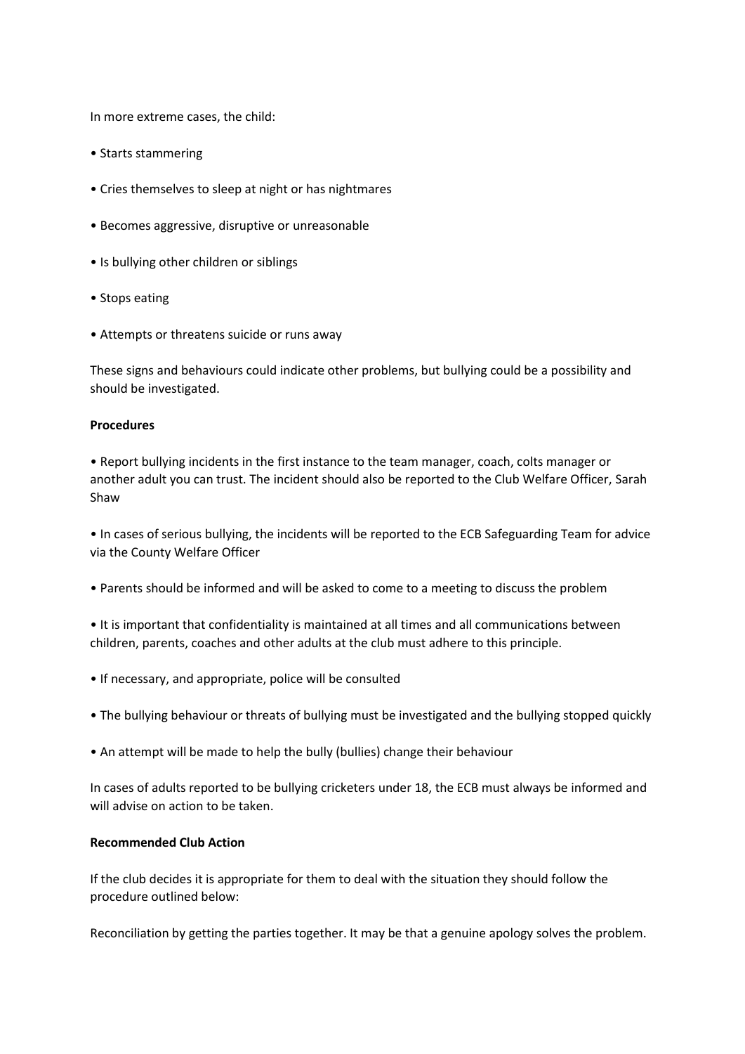In more extreme cases, the child:

- Starts stammering
- Cries themselves to sleep at night or has nightmares
- Becomes aggressive, disruptive or unreasonable
- Is bullying other children or siblings
- Stops eating
- Attempts or threatens suicide or runs away

These signs and behaviours could indicate other problems, but bullying could be a possibility and should be investigated.

**Procedures**

- Report bullying incidents in the first instance to the team manager, coach, colts manager or another adult you can trust. The incident should also be reported to the Club Welfare Officer, Sarah Shaw
- In cases of serious bullying, the incidents will be reported to the ECB Safeguarding Team for advice via the County Welfare Officer
- Parents should be informed and will be asked to come to a meeting to discuss the problem
- It is important that confidentiality is maintained at all times and all communications between children, parents, coaches and other adults at the club must adhere to this principle.
- If necessary, and appropriate, police will be consulted
- The bullying behaviour or threats of bullying must be investigated and the bullying stopped quickly
- An attempt will be made to help the bully (bullies) change their behaviour

In cases of adults reported to be bullying cricketers under 18, the ECB must always be informed and will advise on action to be taken.

**Recommended Club Action**

If the club decides it is appropriate for them to deal with the situation they should follow the procedure outlined below:

Reconciliation by getting the parties together. It may be that a genuine apology solves the problem.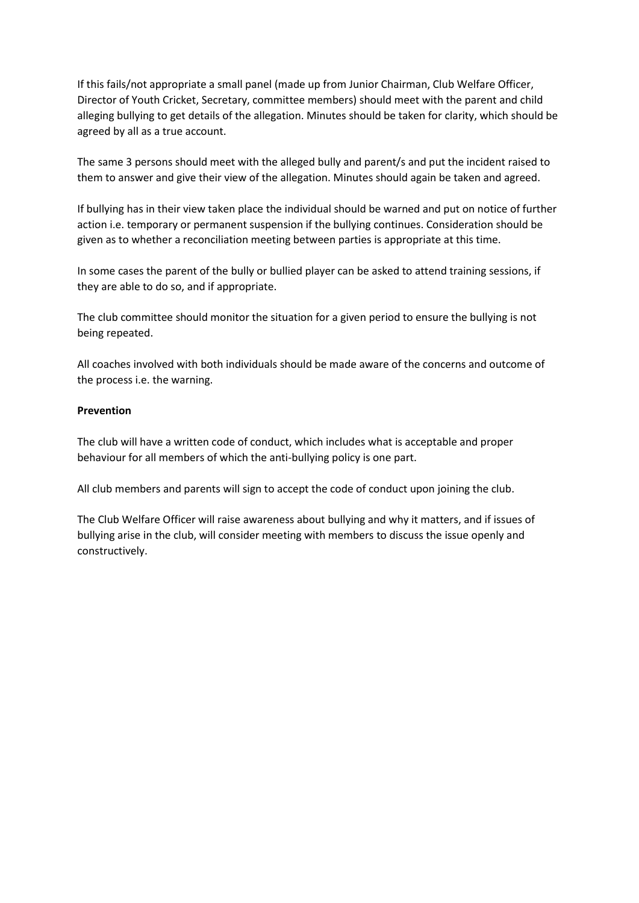If this fails/not appropriate a small panel (made up from Junior Chairman, Club Welfare Officer, Director of Youth Cricket, Secretary, committee members) should meet with the parent and child alleging bullying to get details of the allegation. Minutes should be taken for clarity, which should be agreed by all as a true account.

The same 3 persons should meet with the alleged bully and parent/s and put the incident raised to them to answer and give their view of the allegation. Minutes should again be taken and agreed.

If bullying has in their view taken place the individual should be warned and put on notice of further action i.e. temporary or permanent suspension if the bullying continues. Consideration should be given as to whether a reconciliation meeting between parties is appropriate at this time.

In some cases the parent of the bully or bullied player can be asked to attend training sessions, if they are able to do so, and if appropriate.

The club committee should monitor the situation for a given period to ensure the bullying is not being repeated.

All coaches involved with both individuals should be made aware of the concerns and outcome of the process i.e. the warning.

**Prevention**

The club will have a written code of conduct, which includes what is acceptable and proper behaviour for all members of which the anti-bullying policy is one part.

All club members and parents will sign to accept the code of conduct upon joining the club.

The Club Welfare Officer will raise awareness about bullying and why it matters, and if issues of bullying arise in the club, will consider meeting with members to discuss the issue openly and constructively.